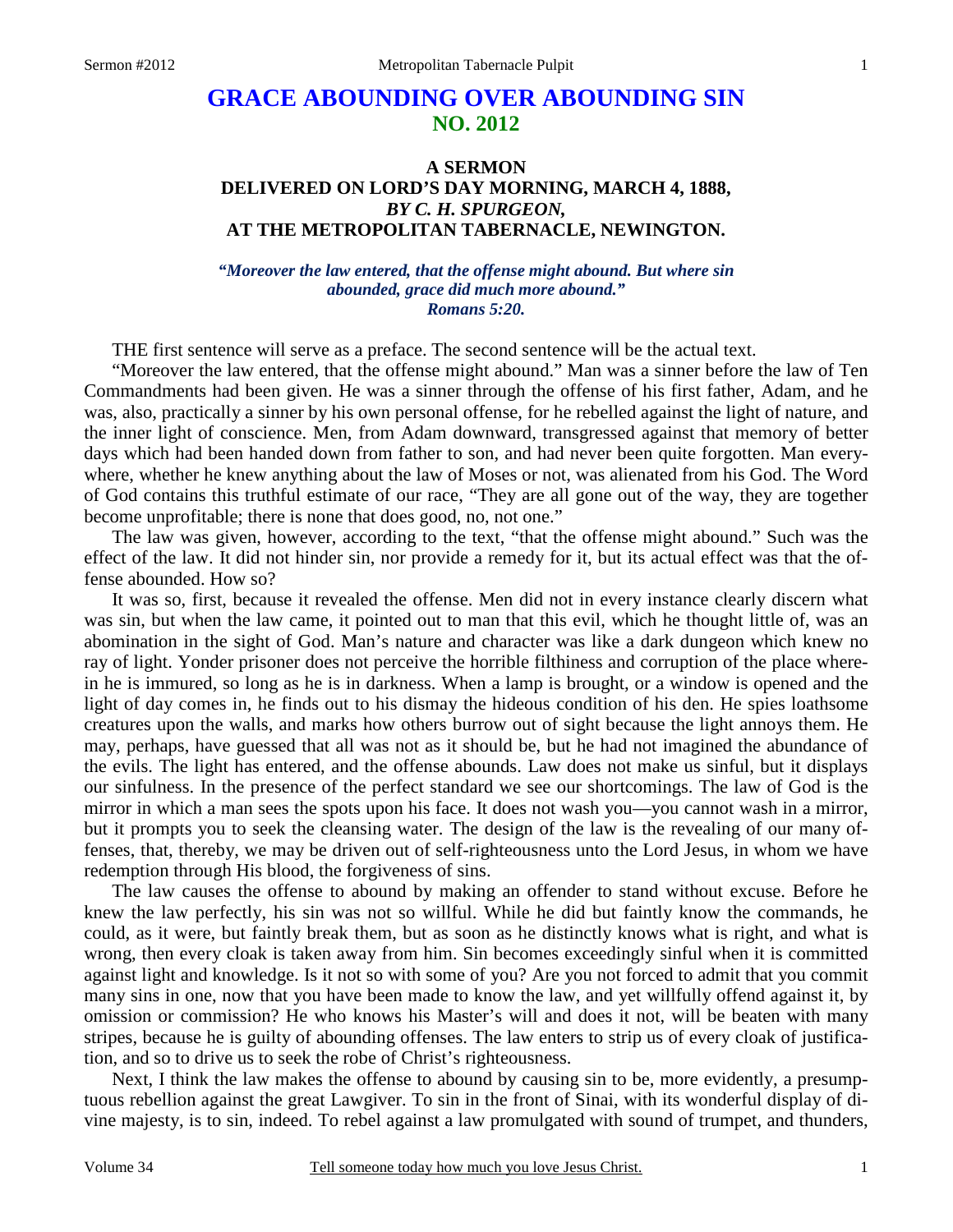# GRACE ABOUNDING OVER ABOUNDING SIN
## NO. 2012

### A SERMON
### DELIVERED ON LORD'S DAY MORNING, MARCH 4, 1888,
### *BY C. H. SPURGEON,*
### AT THE METROPOLITAN TABERNACLE, NEWINGTON.

***"Moreover the law entered, that the offense might abound. But where sin abounded, grace did much more abound." Romans 5:20.***

THE first sentence will serve as a preface. The second sentence will be the actual text.

"Moreover the law entered, that the offense might abound." Man was a sinner before the law of Ten Commandments had been given. He was a sinner through the offense of his first father, Adam, and he was, also, practically a sinner by his own personal offense, for he rebelled against the light of nature, and the inner light of conscience. Men, from Adam downward, transgressed against that memory of better days which had been handed down from father to son, and had never been quite forgotten. Man everywhere, whether he knew anything about the law of Moses or not, was alienated from his God. The Word of God contains this truthful estimate of our race, "They are all gone out of the way, they are together become unprofitable; there is none that does good, no, not one."

The law was given, however, according to the text, "that the offense might abound." Such was the effect of the law. It did not hinder sin, nor provide a remedy for it, but its actual effect was that the offense abounded. How so?

It was so, first, because it revealed the offense. Men did not in every instance clearly discern what was sin, but when the law came, it pointed out to man that this evil, which he thought little of, was an abomination in the sight of God. Man's nature and character was like a dark dungeon which knew no ray of light. Yonder prisoner does not perceive the horrible filthiness and corruption of the place wherein he is immured, so long as he is in darkness. When a lamp is brought, or a window is opened and the light of day comes in, he finds out to his dismay the hideous condition of his den. He spies loathsome creatures upon the walls, and marks how others burrow out of sight because the light annoys them. He may, perhaps, have guessed that all was not as it should be, but he had not imagined the abundance of the evils. The light has entered, and the offense abounds. Law does not make us sinful, but it displays our sinfulness. In the presence of the perfect standard we see our shortcomings. The law of God is the mirror in which a man sees the spots upon his face. It does not wash you—you cannot wash in a mirror, but it prompts you to seek the cleansing water. The design of the law is the revealing of our many offenses, that, thereby, we may be driven out of self-righteousness unto the Lord Jesus, in whom we have redemption through His blood, the forgiveness of sins.

The law causes the offense to abound by making an offender to stand without excuse. Before he knew the law perfectly, his sin was not so willful. While he did but faintly know the commands, he could, as it were, but faintly break them, but as soon as he distinctly knows what is right, and what is wrong, then every cloak is taken away from him. Sin becomes exceedingly sinful when it is committed against light and knowledge. Is it not so with some of you? Are you not forced to admit that you commit many sins in one, now that you have been made to know the law, and yet willfully offend against it, by omission or commission? He who knows his Master's will and does it not, will be beaten with many stripes, because he is guilty of abounding offenses. The law enters to strip us of every cloak of justification, and so to drive us to seek the robe of Christ's righteousness.

Next, I think the law makes the offense to abound by causing sin to be, more evidently, a presumptuous rebellion against the great Lawgiver. To sin in the front of Sinai, with its wonderful display of divine majesty, is to sin, indeed. To rebel against a law promulgated with sound of trumpet, and thunders,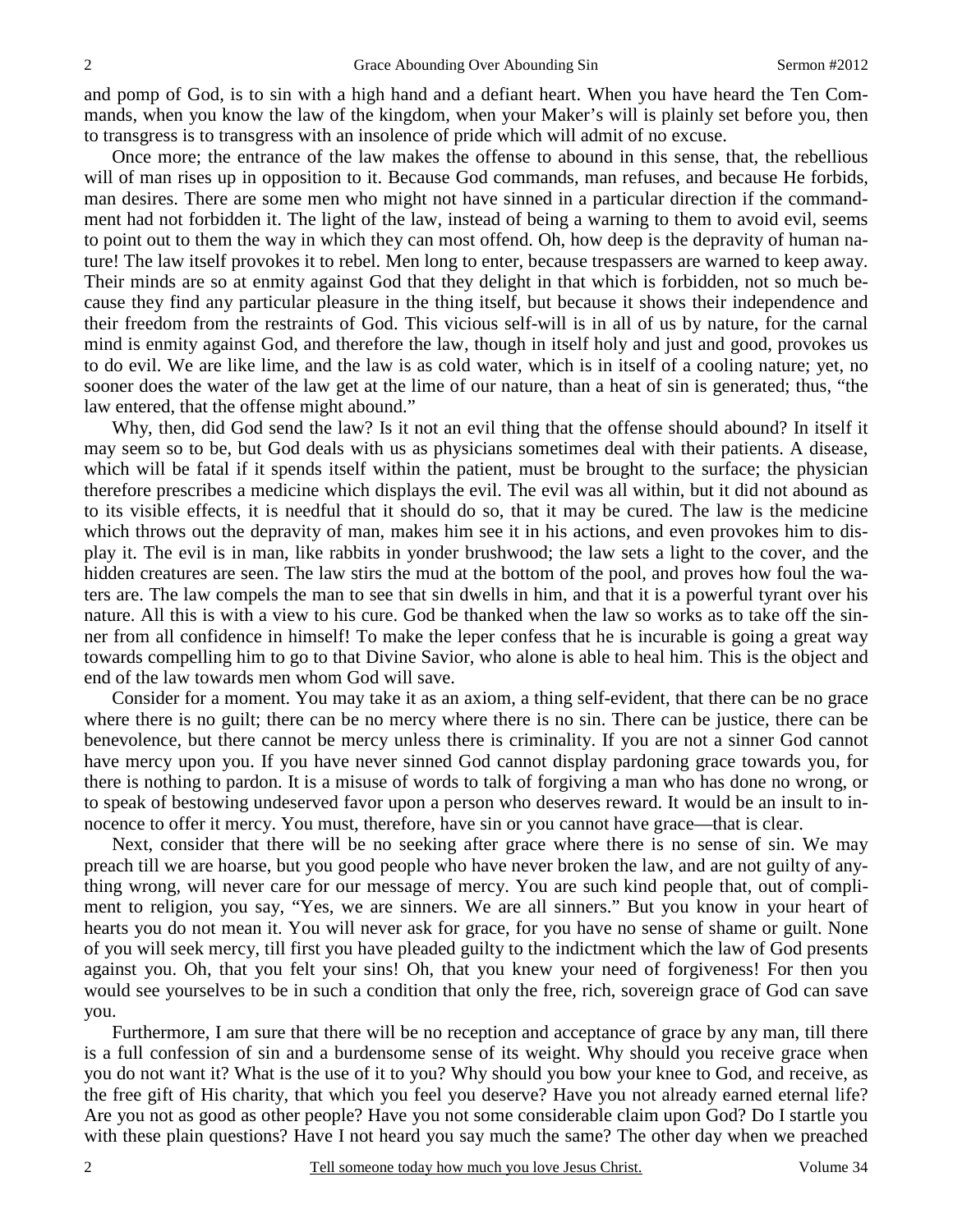and pomp of God, is to sin with a high hand and a defiant heart. When you have heard the Ten Commands, when you know the law of the kingdom, when your Maker's will is plainly set before you, then to transgress is to transgress with an insolence of pride which will admit of no excuse.

Once more; the entrance of the law makes the offense to abound in this sense, that, the rebellious will of man rises up in opposition to it. Because God commands, man refuses, and because He forbids, man desires. There are some men who might not have sinned in a particular direction if the commandment had not forbidden it. The light of the law, instead of being a warning to them to avoid evil, seems to point out to them the way in which they can most offend. Oh, how deep is the depravity of human nature! The law itself provokes it to rebel. Men long to enter, because trespassers are warned to keep away. Their minds are so at enmity against God that they delight in that which is forbidden, not so much because they find any particular pleasure in the thing itself, but because it shows their independence and their freedom from the restraints of God. This vicious self-will is in all of us by nature, for the carnal mind is enmity against God, and therefore the law, though in itself holy and just and good, provokes us to do evil. We are like lime, and the law is as cold water, which is in itself of a cooling nature; yet, no sooner does the water of the law get at the lime of our nature, than a heat of sin is generated; thus, "the law entered, that the offense might abound."

Why, then, did God send the law? Is it not an evil thing that the offense should abound? In itself it may seem so to be, but God deals with us as physicians sometimes deal with their patients. A disease, which will be fatal if it spends itself within the patient, must be brought to the surface; the physician therefore prescribes a medicine which displays the evil. The evil was all within, but it did not abound as to its visible effects, it is needful that it should do so, that it may be cured. The law is the medicine which throws out the depravity of man, makes him see it in his actions, and even provokes him to display it. The evil is in man, like rabbits in yonder brushwood; the law sets a light to the cover, and the hidden creatures are seen. The law stirs the mud at the bottom of the pool, and proves how foul the waters are. The law compels the man to see that sin dwells in him, and that it is a powerful tyrant over his nature. All this is with a view to his cure. God be thanked when the law so works as to take off the sinner from all confidence in himself! To make the leper confess that he is incurable is going a great way towards compelling him to go to that Divine Savior, who alone is able to heal him. This is the object and end of the law towards men whom God will save.

Consider for a moment. You may take it as an axiom, a thing self-evident, that there can be no grace where there is no guilt; there can be no mercy where there is no sin. There can be justice, there can be benevolence, but there cannot be mercy unless there is criminality. If you are not a sinner God cannot have mercy upon you. If you have never sinned God cannot display pardoning grace towards you, for there is nothing to pardon. It is a misuse of words to talk of forgiving a man who has done no wrong, or to speak of bestowing undeserved favor upon a person who deserves reward. It would be an insult to innocence to offer it mercy. You must, therefore, have sin or you cannot have grace—that is clear.

Next, consider that there will be no seeking after grace where there is no sense of sin. We may preach till we are hoarse, but you good people who have never broken the law, and are not guilty of anything wrong, will never care for our message of mercy. You are such kind people that, out of compliment to religion, you say, "Yes, we are sinners. We are all sinners." But you know in your heart of hearts you do not mean it. You will never ask for grace, for you have no sense of shame or guilt. None of you will seek mercy, till first you have pleaded guilty to the indictment which the law of God presents against you. Oh, that you felt your sins! Oh, that you knew your need of forgiveness! For then you would see yourselves to be in such a condition that only the free, rich, sovereign grace of God can save you.

Furthermore, I am sure that there will be no reception and acceptance of grace by any man, till there is a full confession of sin and a burdensome sense of its weight. Why should you receive grace when you do not want it? What is the use of it to you? Why should you bow your knee to God, and receive, as the free gift of His charity, that which you feel you deserve? Have you not already earned eternal life? Are you not as good as other people? Have you not some considerable claim upon God? Do I startle you with these plain questions? Have I not heard you say much the same? The other day when we preached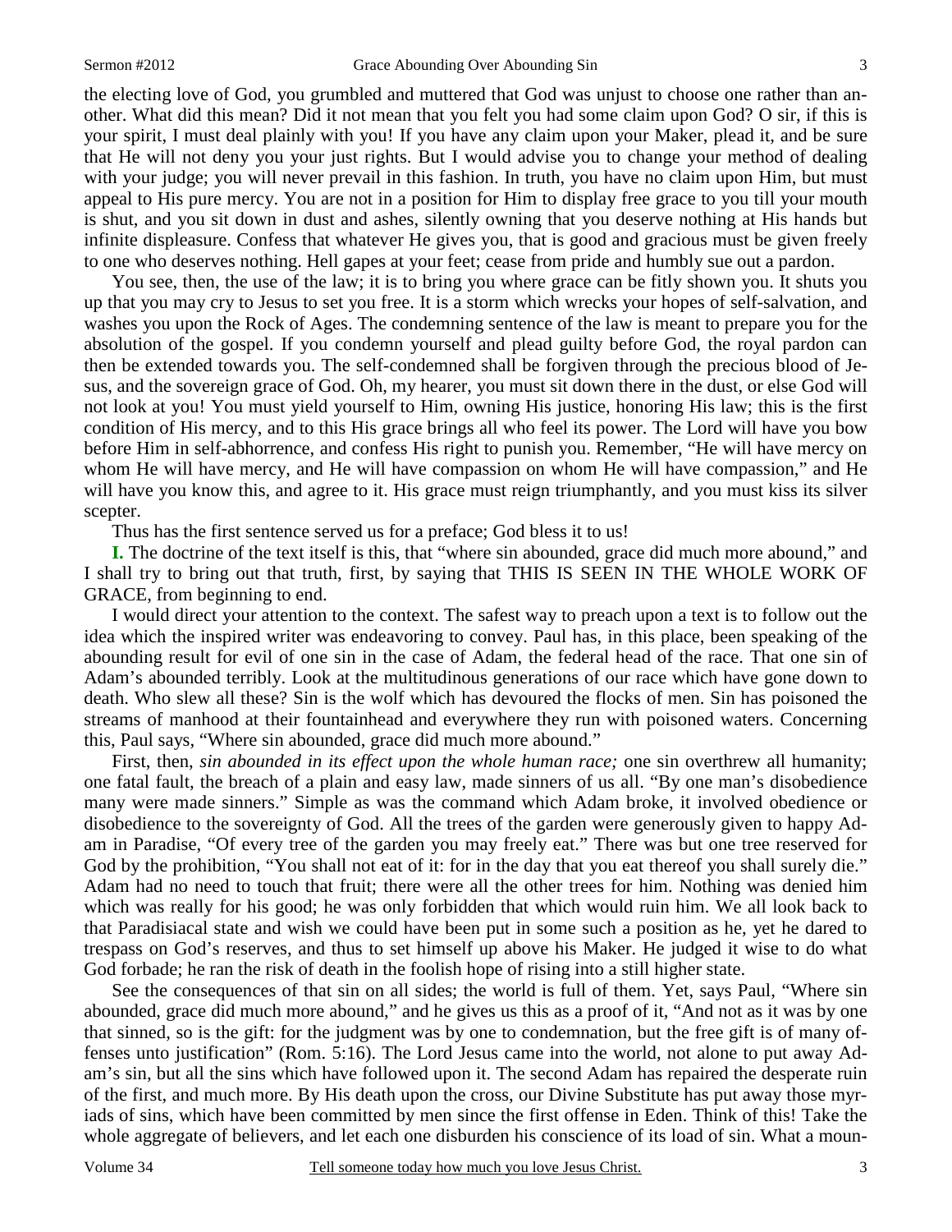the electing love of God, you grumbled and muttered that God was unjust to choose one rather than another. What did this mean? Did it not mean that you felt you had some claim upon God? O sir, if this is your spirit, I must deal plainly with you! If you have any claim upon your Maker, plead it, and be sure that He will not deny you your just rights. But I would advise you to change your method of dealing with your judge; you will never prevail in this fashion. In truth, you have no claim upon Him, but must appeal to His pure mercy. You are not in a position for Him to display free grace to you till your mouth is shut, and you sit down in dust and ashes, silently owning that you deserve nothing at His hands but infinite displeasure. Confess that whatever He gives you, that is good and gracious must be given freely to one who deserves nothing. Hell gapes at your feet; cease from pride and humbly sue out a pardon.

You see, then, the use of the law; it is to bring you where grace can be fitly shown you. It shuts you up that you may cry to Jesus to set you free. It is a storm which wrecks your hopes of self-salvation, and washes you upon the Rock of Ages. The condemning sentence of the law is meant to prepare you for the absolution of the gospel. If you condemn yourself and plead guilty before God, the royal pardon can then be extended towards you. The self-condemned shall be forgiven through the precious blood of Jesus, and the sovereign grace of God. Oh, my hearer, you must sit down there in the dust, or else God will not look at you! You must yield yourself to Him, owning His justice, honoring His law; this is the first condition of His mercy, and to this His grace brings all who feel its power. The Lord will have you bow before Him in self-abhorrence, and confess His right to punish you. Remember, "He will have mercy on whom He will have mercy, and He will have compassion on whom He will have compassion," and He will have you know this, and agree to it. His grace must reign triumphantly, and you must kiss its silver scepter.

Thus has the first sentence served us for a preface; God bless it to us!

**I.** The doctrine of the text itself is this, that "where sin abounded, grace did much more abound," and I shall try to bring out that truth, first, by saying that THIS IS SEEN IN THE WHOLE WORK OF GRACE, from beginning to end.

I would direct your attention to the context. The safest way to preach upon a text is to follow out the idea which the inspired writer was endeavoring to convey. Paul has, in this place, been speaking of the abounding result for evil of one sin in the case of Adam, the federal head of the race. That one sin of Adam's abounded terribly. Look at the multitudinous generations of our race which have gone down to death. Who slew all these? Sin is the wolf which has devoured the flocks of men. Sin has poisoned the streams of manhood at their fountainhead and everywhere they run with poisoned waters. Concerning this, Paul says, "Where sin abounded, grace did much more abound."

First, then, *sin abounded in its effect upon the whole human race;* one sin overthrew all humanity; one fatal fault, the breach of a plain and easy law, made sinners of us all. "By one man's disobedience many were made sinners." Simple as was the command which Adam broke, it involved obedience or disobedience to the sovereignty of God. All the trees of the garden were generously given to happy Adam in Paradise, "Of every tree of the garden you may freely eat." There was but one tree reserved for God by the prohibition, "You shall not eat of it: for in the day that you eat thereof you shall surely die." Adam had no need to touch that fruit; there were all the other trees for him. Nothing was denied him which was really for his good; he was only forbidden that which would ruin him. We all look back to that Paradisiacal state and wish we could have been put in some such a position as he, yet he dared to trespass on God's reserves, and thus to set himself up above his Maker. He judged it wise to do what God forbade; he ran the risk of death in the foolish hope of rising into a still higher state.

See the consequences of that sin on all sides; the world is full of them. Yet, says Paul, "Where sin abounded, grace did much more abound," and he gives us this as a proof of it, "And not as it was by one that sinned, so is the gift: for the judgment was by one to condemnation, but the free gift is of many offenses unto justification" (Rom. 5:16). The Lord Jesus came into the world, not alone to put away Adam's sin, but all the sins which have followed upon it. The second Adam has repaired the desperate ruin of the first, and much more. By His death upon the cross, our Divine Substitute has put away those myriads of sins, which have been committed by men since the first offense in Eden. Think of this! Take the whole aggregate of believers, and let each one disburden his conscience of its load of sin. What a moun-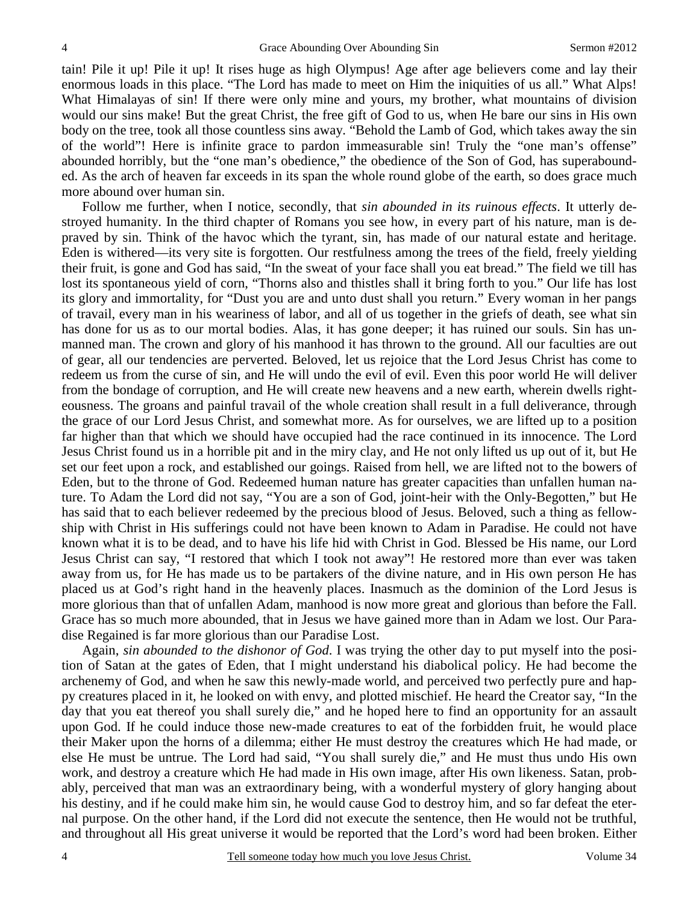tain! Pile it up! Pile it up! It rises huge as high Olympus! Age after age believers come and lay their enormous loads in this place. "The Lord has made to meet on Him the iniquities of us all." What Alps! What Himalayas of sin! If there were only mine and yours, my brother, what mountains of division would our sins make! But the great Christ, the free gift of God to us, when He bare our sins in His own body on the tree, took all those countless sins away. "Behold the Lamb of God, which takes away the sin of the world"! Here is infinite grace to pardon immeasurable sin! Truly the "one man's offense" abounded horribly, but the "one man's obedience," the obedience of the Son of God, has superabounded. As the arch of heaven far exceeds in its span the whole round globe of the earth, so does grace much more abound over human sin.

Follow me further, when I notice, secondly, that *sin abounded in its ruinous effects*. It utterly destroyed humanity. In the third chapter of Romans you see how, in every part of his nature, man is depraved by sin. Think of the havoc which the tyrant, sin, has made of our natural estate and heritage. Eden is withered—its very site is forgotten. Our restfulness among the trees of the field, freely yielding their fruit, is gone and God has said, "In the sweat of your face shall you eat bread." The field we till has lost its spontaneous yield of corn, "Thorns also and thistles shall it bring forth to you." Our life has lost its glory and immortality, for "Dust you are and unto dust shall you return." Every woman in her pangs of travail, every man in his weariness of labor, and all of us together in the griefs of death, see what sin has done for us as to our mortal bodies. Alas, it has gone deeper; it has ruined our souls. Sin has unmanned man. The crown and glory of his manhood it has thrown to the ground. All our faculties are out of gear, all our tendencies are perverted. Beloved, let us rejoice that the Lord Jesus Christ has come to redeem us from the curse of sin, and He will undo the evil of evil. Even this poor world He will deliver from the bondage of corruption, and He will create new heavens and a new earth, wherein dwells righteousness. The groans and painful travail of the whole creation shall result in a full deliverance, through the grace of our Lord Jesus Christ, and somewhat more. As for ourselves, we are lifted up to a position far higher than that which we should have occupied had the race continued in its innocence. The Lord Jesus Christ found us in a horrible pit and in the miry clay, and He not only lifted us up out of it, but He set our feet upon a rock, and established our goings. Raised from hell, we are lifted not to the bowers of Eden, but to the throne of God. Redeemed human nature has greater capacities than unfallen human nature. To Adam the Lord did not say, "You are a son of God, joint-heir with the Only-Begotten," but He has said that to each believer redeemed by the precious blood of Jesus. Beloved, such a thing as fellowship with Christ in His sufferings could not have been known to Adam in Paradise. He could not have known what it is to be dead, and to have his life hid with Christ in God. Blessed be His name, our Lord Jesus Christ can say, "I restored that which I took not away"! He restored more than ever was taken away from us, for He has made us to be partakers of the divine nature, and in His own person He has placed us at God's right hand in the heavenly places. Inasmuch as the dominion of the Lord Jesus is more glorious than that of unfallen Adam, manhood is now more great and glorious than before the Fall. Grace has so much more abounded, that in Jesus we have gained more than in Adam we lost. Our Paradise Regained is far more glorious than our Paradise Lost.

Again, *sin abounded to the dishonor of God*. I was trying the other day to put myself into the position of Satan at the gates of Eden, that I might understand his diabolical policy. He had become the archenemy of God, and when he saw this newly-made world, and perceived two perfectly pure and happy creatures placed in it, he looked on with envy, and plotted mischief. He heard the Creator say, "In the day that you eat thereof you shall surely die," and he hoped here to find an opportunity for an assault upon God. If he could induce those new-made creatures to eat of the forbidden fruit, he would place their Maker upon the horns of a dilemma; either He must destroy the creatures which He had made, or else He must be untrue. The Lord had said, "You shall surely die," and He must thus undo His own work, and destroy a creature which He had made in His own image, after His own likeness. Satan, probably, perceived that man was an extraordinary being, with a wonderful mystery of glory hanging about his destiny, and if he could make him sin, he would cause God to destroy him, and so far defeat the eternal purpose. On the other hand, if the Lord did not execute the sentence, then He would not be truthful, and throughout all His great universe it would be reported that the Lord's word had been broken. Either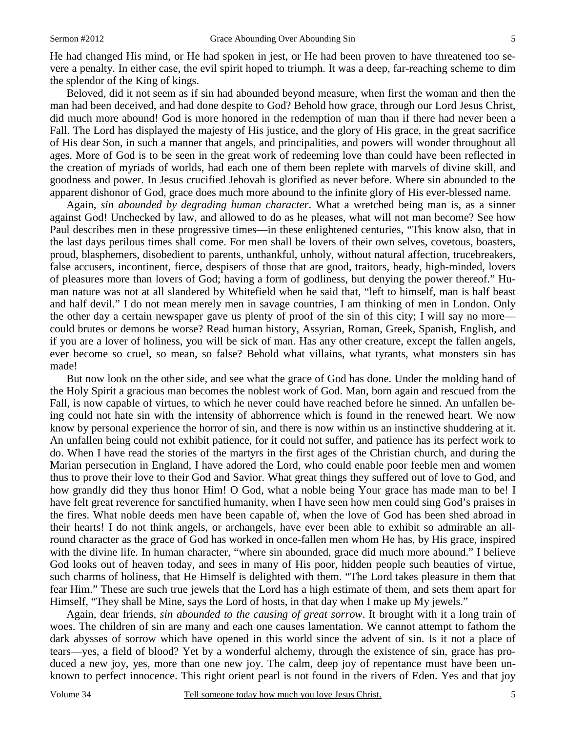He had changed His mind, or He had spoken in jest, or He had been proven to have threatened too severe a penalty. In either case, the evil spirit hoped to triumph. It was a deep, far-reaching scheme to dim the splendor of the King of kings.

Beloved, did it not seem as if sin had abounded beyond measure, when first the woman and then the man had been deceived, and had done despite to God? Behold how grace, through our Lord Jesus Christ, did much more abound! God is more honored in the redemption of man than if there had never been a Fall. The Lord has displayed the majesty of His justice, and the glory of His grace, in the great sacrifice of His dear Son, in such a manner that angels, and principalities, and powers will wonder throughout all ages. More of God is to be seen in the great work of redeeming love than could have been reflected in the creation of myriads of worlds, had each one of them been replete with marvels of divine skill, and goodness and power. In Jesus crucified Jehovah is glorified as never before. Where sin abounded to the apparent dishonor of God, grace does much more abound to the infinite glory of His ever-blessed name.

Again, *sin abounded by degrading human character*. What a wretched being man is, as a sinner against God! Unchecked by law, and allowed to do as he pleases, what will not man become? See how Paul describes men in these progressive times—in these enlightened centuries, "This know also, that in the last days perilous times shall come. For men shall be lovers of their own selves, covetous, boasters, proud, blasphemers, disobedient to parents, unthankful, unholy, without natural affection, trucebreakers, false accusers, incontinent, fierce, despisers of those that are good, traitors, heady, high-minded, lovers of pleasures more than lovers of God; having a form of godliness, but denying the power thereof." Human nature was not at all slandered by Whitefield when he said that, "left to himself, man is half beast and half devil." I do not mean merely men in savage countries, I am thinking of men in London. Only the other day a certain newspaper gave us plenty of proof of the sin of this city; I will say no more—could brutes or demons be worse? Read human history, Assyrian, Roman, Greek, Spanish, English, and if you are a lover of holiness, you will be sick of man. Has any other creature, except the fallen angels, ever become so cruel, so mean, so false? Behold what villains, what tyrants, what monsters sin has made!

But now look on the other side, and see what the grace of God has done. Under the molding hand of the Holy Spirit a gracious man becomes the noblest work of God. Man, born again and rescued from the Fall, is now capable of virtues, to which he never could have reached before he sinned. An unfallen being could not hate sin with the intensity of abhorrence which is found in the renewed heart. We now know by personal experience the horror of sin, and there is now within us an instinctive shuddering at it. An unfallen being could not exhibit patience, for it could not suffer, and patience has its perfect work to do. When I have read the stories of the martyrs in the first ages of the Christian church, and during the Marian persecution in England, I have adored the Lord, who could enable poor feeble men and women thus to prove their love to their God and Savior. What great things they suffered out of love to God, and how grandly did they thus honor Him! O God, what a noble being Your grace has made man to be! I have felt great reverence for sanctified humanity, when I have seen how men could sing God's praises in the fires. What noble deeds men have been capable of, when the love of God has been shed abroad in their hearts! I do not think angels, or archangels, have ever been able to exhibit so admirable an all-round character as the grace of God has worked in once-fallen men whom He has, by His grace, inspired with the divine life. In human character, "where sin abounded, grace did much more abound." I believe God looks out of heaven today, and sees in many of His poor, hidden people such beauties of virtue, such charms of holiness, that He Himself is delighted with them. "The Lord takes pleasure in them that fear Him." These are such true jewels that the Lord has a high estimate of them, and sets them apart for Himself, "They shall be Mine, says the Lord of hosts, in that day when I make up My jewels."

Again, dear friends, *sin abounded to the causing of great sorrow*. It brought with it a long train of woes. The children of sin are many and each one causes lamentation. We cannot attempt to fathom the dark abysses of sorrow which have opened in this world since the advent of sin. Is it not a place of tears—yes, a field of blood? Yet by a wonderful alchemy, through the existence of sin, grace has produced a new joy, yes, more than one new joy. The calm, deep joy of repentance must have been unknown to perfect innocence. This right orient pearl is not found in the rivers of Eden. Yes and that joy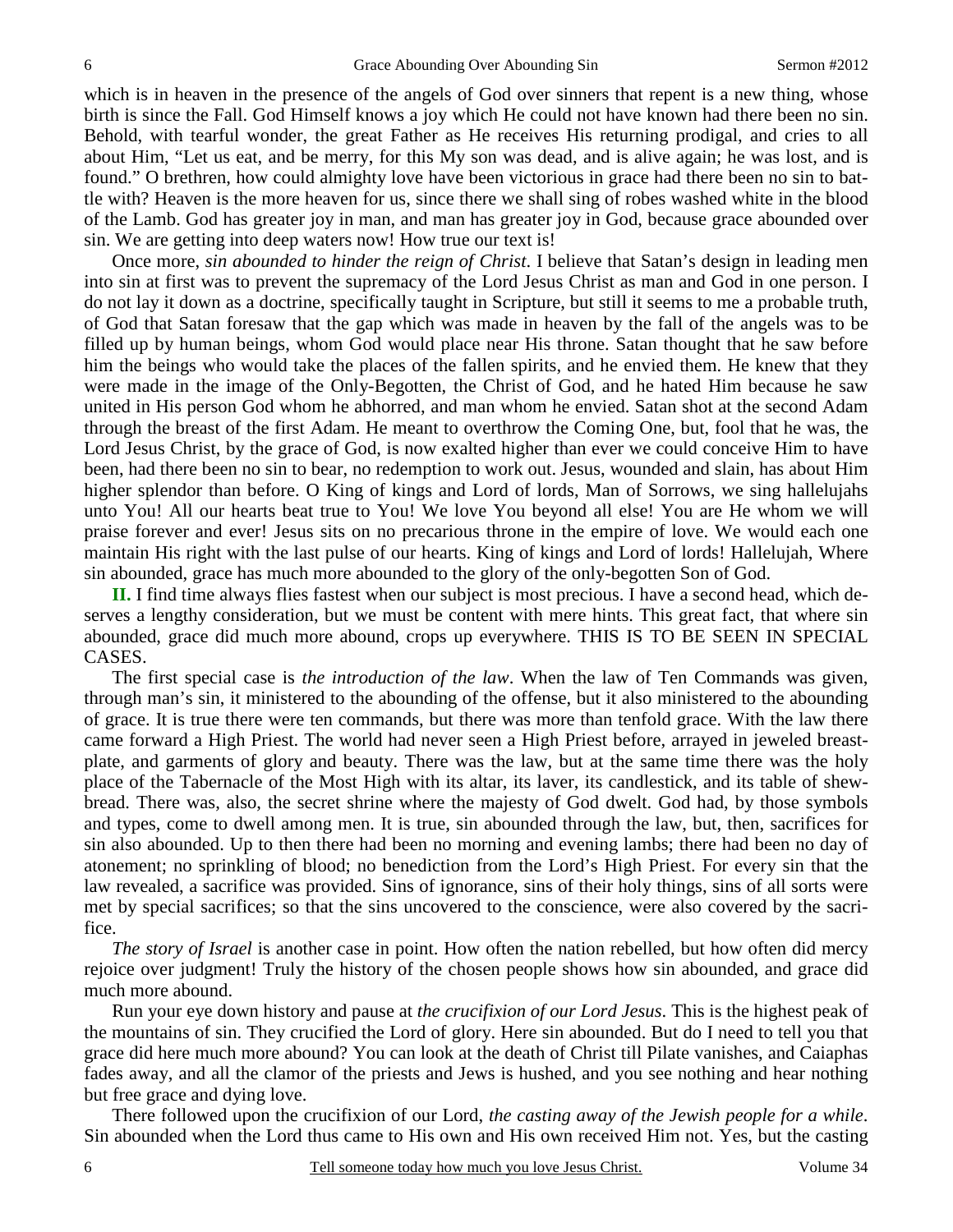which is in heaven in the presence of the angels of God over sinners that repent is a new thing, whose birth is since the Fall. God Himself knows a joy which He could not have known had there been no sin. Behold, with tearful wonder, the great Father as He receives His returning prodigal, and cries to all about Him, "Let us eat, and be merry, for this My son was dead, and is alive again; he was lost, and is found." O brethren, how could almighty love have been victorious in grace had there been no sin to battle with? Heaven is the more heaven for us, since there we shall sing of robes washed white in the blood of the Lamb. God has greater joy in man, and man has greater joy in God, because grace abounded over sin. We are getting into deep waters now! How true our text is!

Once more, *sin abounded to hinder the reign of Christ*. I believe that Satan's design in leading men into sin at first was to prevent the supremacy of the Lord Jesus Christ as man and God in one person. I do not lay it down as a doctrine, specifically taught in Scripture, but still it seems to me a probable truth, of God that Satan foresaw that the gap which was made in heaven by the fall of the angels was to be filled up by human beings, whom God would place near His throne. Satan thought that he saw before him the beings who would take the places of the fallen spirits, and he envied them. He knew that they were made in the image of the Only-Begotten, the Christ of God, and he hated Him because he saw united in His person God whom he abhorred, and man whom he envied. Satan shot at the second Adam through the breast of the first Adam. He meant to overthrow the Coming One, but, fool that he was, the Lord Jesus Christ, by the grace of God, is now exalted higher than ever we could conceive Him to have been, had there been no sin to bear, no redemption to work out. Jesus, wounded and slain, has about Him higher splendor than before. O King of kings and Lord of lords, Man of Sorrows, we sing hallelujahs unto You! All our hearts beat true to You! We love You beyond all else! You are He whom we will praise forever and ever! Jesus sits on no precarious throne in the empire of love. We would each one maintain His right with the last pulse of our hearts. King of kings and Lord of lords! Hallelujah, Where sin abounded, grace has much more abounded to the glory of the only-begotten Son of God.

**II.** I find time always flies fastest when our subject is most precious. I have a second head, which deserves a lengthy consideration, but we must be content with mere hints. This great fact, that where sin abounded, grace did much more abound, crops up everywhere. THIS IS TO BE SEEN IN SPECIAL CASES.

The first special case is *the introduction of the law*. When the law of Ten Commands was given, through man's sin, it ministered to the abounding of the offense, but it also ministered to the abounding of grace. It is true there were ten commands, but there was more than tenfold grace. With the law there came forward a High Priest. The world had never seen a High Priest before, arrayed in jeweled breastplate, and garments of glory and beauty. There was the law, but at the same time there was the holy place of the Tabernacle of the Most High with its altar, its laver, its candlestick, and its table of shewbread. There was, also, the secret shrine where the majesty of God dwelt. God had, by those symbols and types, come to dwell among men. It is true, sin abounded through the law, but, then, sacrifices for sin also abounded. Up to then there had been no morning and evening lambs; there had been no day of atonement; no sprinkling of blood; no benediction from the Lord's High Priest. For every sin that the law revealed, a sacrifice was provided. Sins of ignorance, sins of their holy things, sins of all sorts were met by special sacrifices; so that the sins uncovered to the conscience, were also covered by the sacrifice.

*The story of Israel* is another case in point. How often the nation rebelled, but how often did mercy rejoice over judgment! Truly the history of the chosen people shows how sin abounded, and grace did much more abound.

Run your eye down history and pause at *the crucifixion of our Lord Jesus*. This is the highest peak of the mountains of sin. They crucified the Lord of glory. Here sin abounded. But do I need to tell you that grace did here much more abound? You can look at the death of Christ till Pilate vanishes, and Caiaphas fades away, and all the clamor of the priests and Jews is hushed, and you see nothing and hear nothing but free grace and dying love.

There followed upon the crucifixion of our Lord, *the casting away of the Jewish people for a while*. Sin abounded when the Lord thus came to His own and His own received Him not. Yes, but the casting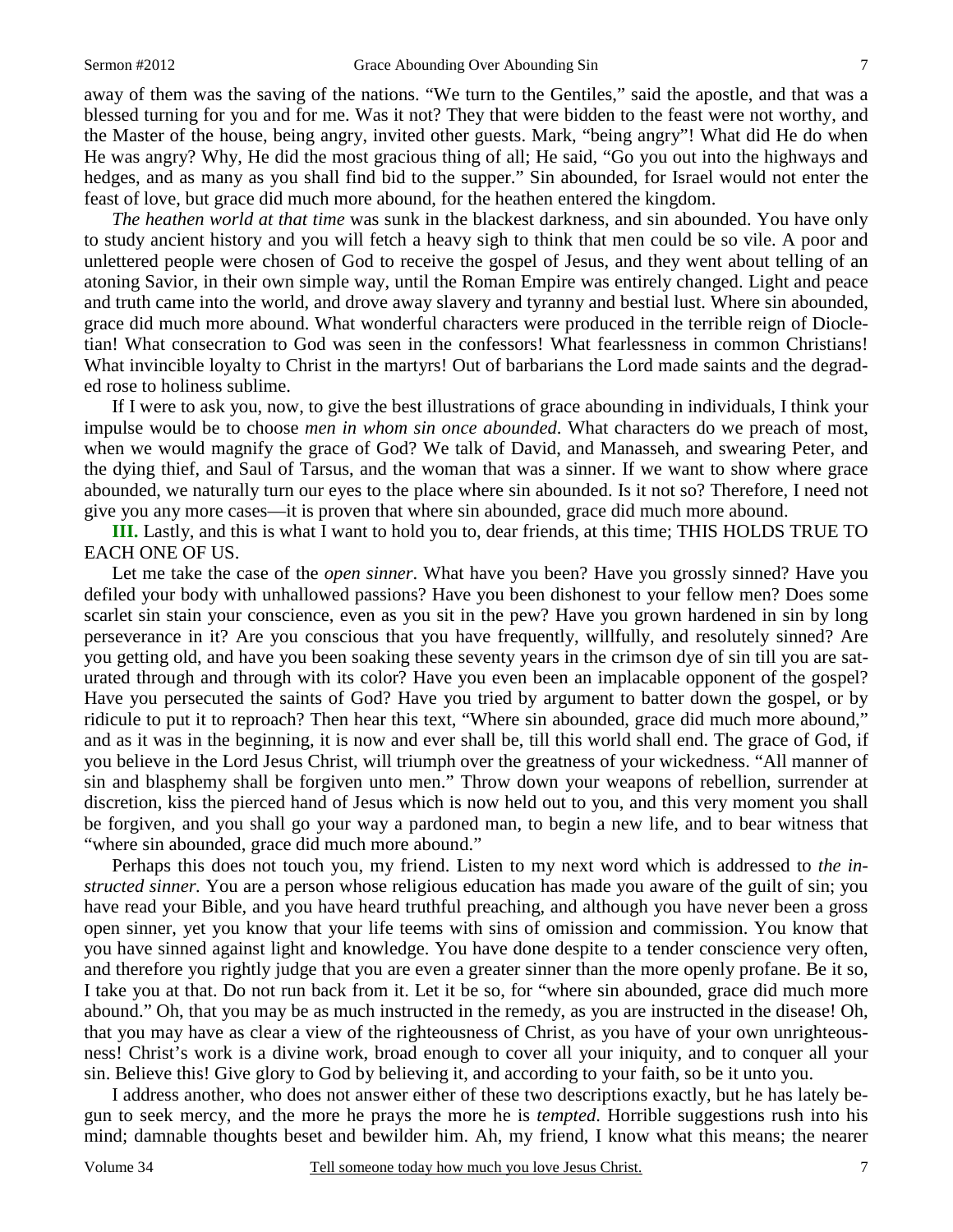away of them was the saving of the nations. "We turn to the Gentiles," said the apostle, and that was a blessed turning for you and for me. Was it not? They that were bidden to the feast were not worthy, and the Master of the house, being angry, invited other guests. Mark, "being angry"! What did He do when He was angry? Why, He did the most gracious thing of all; He said, "Go you out into the highways and hedges, and as many as you shall find bid to the supper." Sin abounded, for Israel would not enter the feast of love, but grace did much more abound, for the heathen entered the kingdom.

*The heathen world at that time* was sunk in the blackest darkness, and sin abounded. You have only to study ancient history and you will fetch a heavy sigh to think that men could be so vile. A poor and unlettered people were chosen of God to receive the gospel of Jesus, and they went about telling of an atoning Savior, in their own simple way, until the Roman Empire was entirely changed. Light and peace and truth came into the world, and drove away slavery and tyranny and bestial lust. Where sin abounded, grace did much more abound. What wonderful characters were produced in the terrible reign of Diocletian! What consecration to God was seen in the confessors! What fearlessness in common Christians! What invincible loyalty to Christ in the martyrs! Out of barbarians the Lord made saints and the degraded rose to holiness sublime.

If I were to ask you, now, to give the best illustrations of grace abounding in individuals, I think your impulse would be to choose *men in whom sin once abounded*. What characters do we preach of most, when we would magnify the grace of God? We talk of David, and Manasseh, and swearing Peter, and the dying thief, and Saul of Tarsus, and the woman that was a sinner. If we want to show where grace abounded, we naturally turn our eyes to the place where sin abounded. Is it not so? Therefore, I need not give you any more cases—it is proven that where sin abounded, grace did much more abound.

**III.** Lastly, and this is what I want to hold you to, dear friends, at this time; THIS HOLDS TRUE TO EACH ONE OF US.

Let me take the case of the *open sinner*. What have you been? Have you grossly sinned? Have you defiled your body with unhallowed passions? Have you been dishonest to your fellow men? Does some scarlet sin stain your conscience, even as you sit in the pew? Have you grown hardened in sin by long perseverance in it? Are you conscious that you have frequently, willfully, and resolutely sinned? Are you getting old, and have you been soaking these seventy years in the crimson dye of sin till you are saturated through and through with its color? Have you even been an implacable opponent of the gospel? Have you persecuted the saints of God? Have you tried by argument to batter down the gospel, or by ridicule to put it to reproach? Then hear this text, "Where sin abounded, grace did much more abound," and as it was in the beginning, it is now and ever shall be, till this world shall end. The grace of God, if you believe in the Lord Jesus Christ, will triumph over the greatness of your wickedness. "All manner of sin and blasphemy shall be forgiven unto men." Throw down your weapons of rebellion, surrender at discretion, kiss the pierced hand of Jesus which is now held out to you, and this very moment you shall be forgiven, and you shall go your way a pardoned man, to begin a new life, and to bear witness that "where sin abounded, grace did much more abound."

Perhaps this does not touch you, my friend. Listen to my next word which is addressed to *the instructed sinner.* You are a person whose religious education has made you aware of the guilt of sin; you have read your Bible, and you have heard truthful preaching, and although you have never been a gross open sinner, yet you know that your life teems with sins of omission and commission. You know that you have sinned against light and knowledge. You have done despite to a tender conscience very often, and therefore you rightly judge that you are even a greater sinner than the more openly profane. Be it so, I take you at that. Do not run back from it. Let it be so, for "where sin abounded, grace did much more abound." Oh, that you may be as much instructed in the remedy, as you are instructed in the disease! Oh, that you may have as clear a view of the righteousness of Christ, as you have of your own unrighteousness! Christ's work is a divine work, broad enough to cover all your iniquity, and to conquer all your sin. Believe this! Give glory to God by believing it, and according to your faith, so be it unto you.

I address another, who does not answer either of these two descriptions exactly, but he has lately begun to seek mercy, and the more he prays the more he is *tempted.* Horrible suggestions rush into his mind; damnable thoughts beset and bewilder him. Ah, my friend, I know what this means; the nearer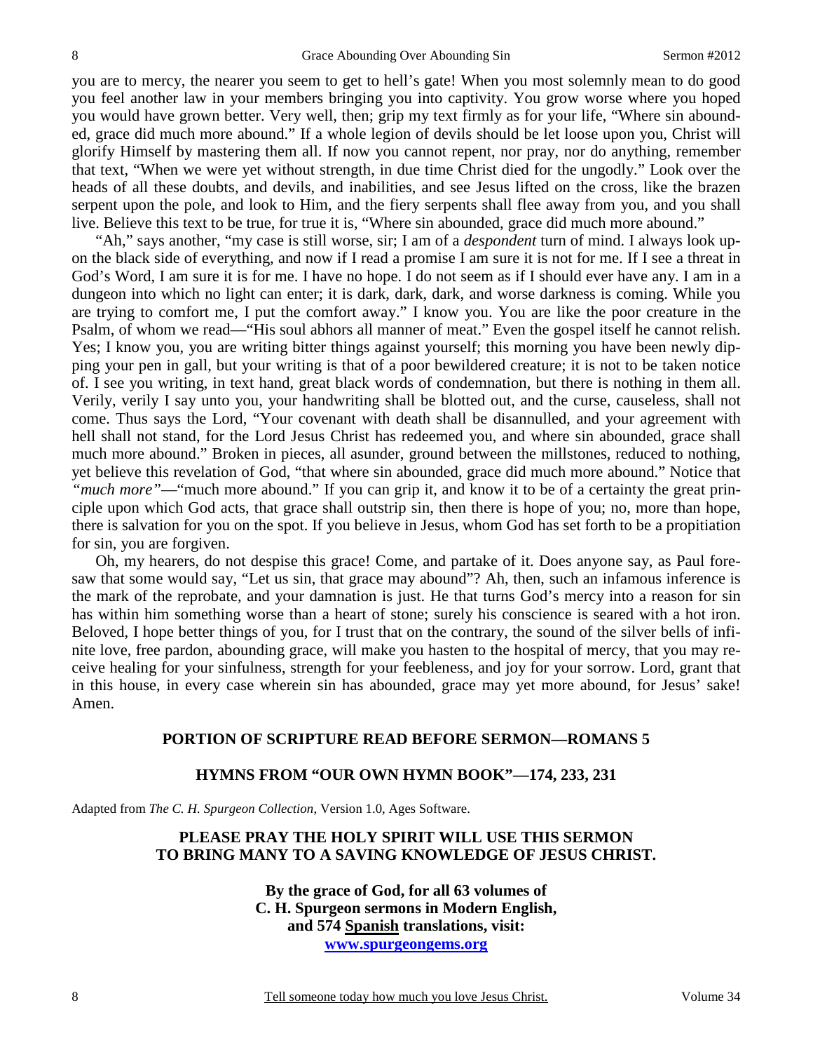you are to mercy, the nearer you seem to get to hell's gate! When you most solemnly mean to do good you feel another law in your members bringing you into captivity. You grow worse where you hoped you would have grown better. Very well, then; grip my text firmly as for your life, "Where sin abounded, grace did much more abound." If a whole legion of devils should be let loose upon you, Christ will glorify Himself by mastering them all. If now you cannot repent, nor pray, nor do anything, remember that text, "When we were yet without strength, in due time Christ died for the ungodly." Look over the heads of all these doubts, and devils, and inabilities, and see Jesus lifted on the cross, like the brazen serpent upon the pole, and look to Him, and the fiery serpents shall flee away from you, and you shall live. Believe this text to be true, for true it is, "Where sin abounded, grace did much more abound."

"Ah," says another, "my case is still worse, sir; I am of a *despondent* turn of mind. I always look upon the black side of everything, and now if I read a promise I am sure it is not for me. If I see a threat in God's Word, I am sure it is for me. I have no hope. I do not seem as if I should ever have any. I am in a dungeon into which no light can enter; it is dark, dark, dark, and worse darkness is coming. While you are trying to comfort me, I put the comfort away." I know you. You are like the poor creature in the Psalm, of whom we read—"His soul abhors all manner of meat." Even the gospel itself he cannot relish. Yes; I know you, you are writing bitter things against yourself; this morning you have been newly dipping your pen in gall, but your writing is that of a poor bewildered creature; it is not to be taken notice of. I see you writing, in text hand, great black words of condemnation, but there is nothing in them all. Verily, verily I say unto you, your handwriting shall be blotted out, and the curse, causeless, shall not come. Thus says the Lord, "Your covenant with death shall be disannulled, and your agreement with hell shall not stand, for the Lord Jesus Christ has redeemed you, and where sin abounded, grace shall much more abound." Broken in pieces, all asunder, ground between the millstones, reduced to nothing, yet believe this revelation of God, "that where sin abounded, grace did much more abound." Notice that *"much more"*—"much more abound." If you can grip it, and know it to be of a certainty the great principle upon which God acts, that grace shall outstrip sin, then there is hope of you; no, more than hope, there is salvation for you on the spot. If you believe in Jesus, whom God has set forth to be a propitiation for sin, you are forgiven.

Oh, my hearers, do not despise this grace! Come, and partake of it. Does anyone say, as Paul foresaw that some would say, "Let us sin, that grace may abound"? Ah, then, such an infamous inference is the mark of the reprobate, and your damnation is just. He that turns God's mercy into a reason for sin has within him something worse than a heart of stone; surely his conscience is seared with a hot iron. Beloved, I hope better things of you, for I trust that on the contrary, the sound of the silver bells of infinite love, free pardon, abounding grace, will make you hasten to the hospital of mercy, that you may receive healing for your sinfulness, strength for your feebleness, and joy for your sorrow. Lord, grant that in this house, in every case wherein sin has abounded, grace may yet more abound, for Jesus' sake! Amen.

**PORTION OF SCRIPTURE READ BEFORE SERMON—ROMANS 5**

**HYMNS FROM "OUR OWN HYMN BOOK"—174, 233, 231**

Adapted from *The C. H. Spurgeon Collection*, Version 1.0, Ages Software.

**PLEASE PRAY THE HOLY SPIRIT WILL USE THIS SERMON TO BRING MANY TO A SAVING KNOWLEDGE OF JESUS CHRIST.**

**By the grace of God, for all 63 volumes of C. H. Spurgeon sermons in Modern English, and 574 Spanish translations, visit: www.spurgeongems.org**